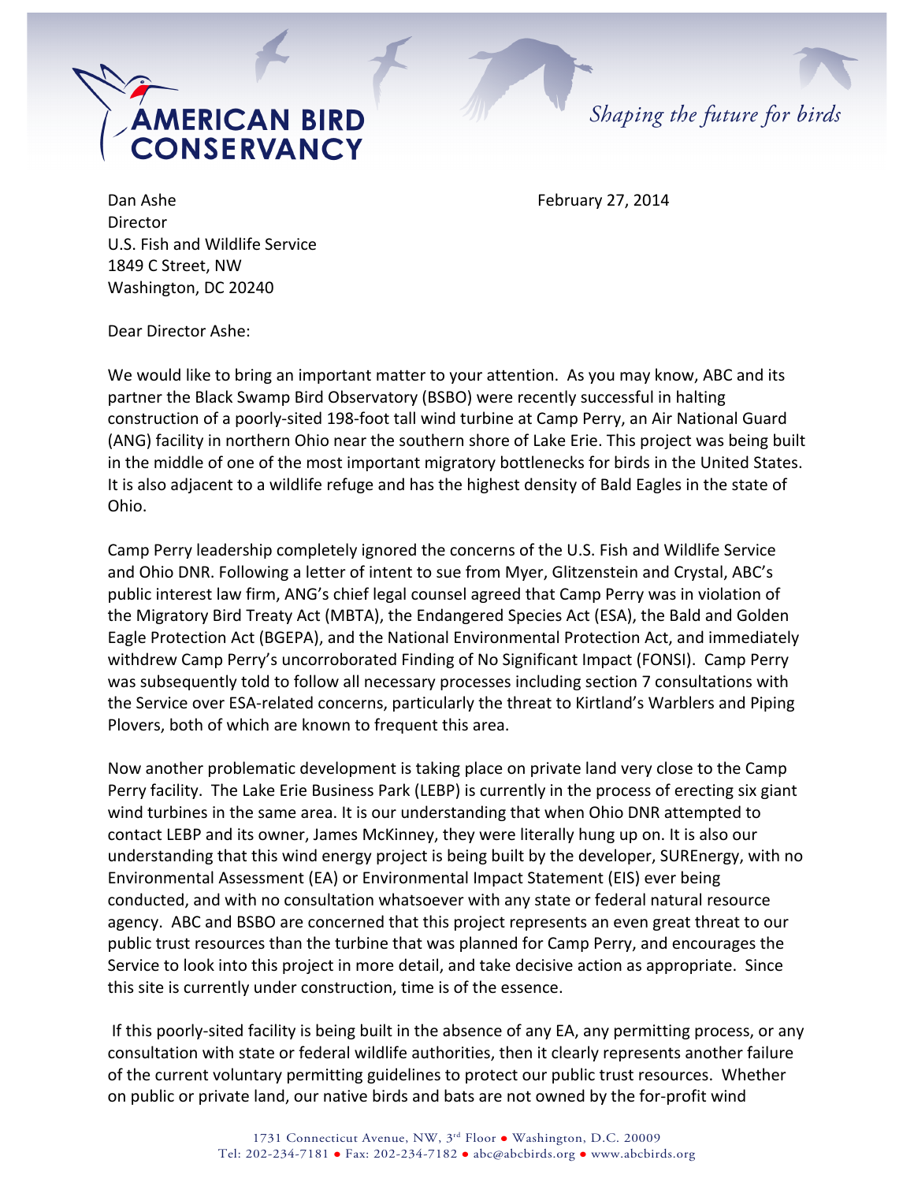**AMERICAN BIRD CONSERVANCY**

*Shaping the future for birds*

Dan Ashe
Director
U.S. Fish and Wildlife Service
1849 C Street, NW
Washington, DC 20240

February 27, 2014

Dear Director Ashe:

We would like to bring an important matter to your attention. As you may know, ABC and its partner the Black Swamp Bird Observatory (BSBO) were recently successful in halting construction of a poorly-sited 198-foot tall wind turbine at Camp Perry, an Air National Guard (ANG) facility in northern Ohio near the southern shore of Lake Erie. This project was being built in the middle of one of the most important migratory bottlenecks for birds in the United States. It is also adjacent to a wildlife refuge and has the highest density of Bald Eagles in the state of Ohio.

Camp Perry leadership completely ignored the concerns of the U.S. Fish and Wildlife Service and Ohio DNR. Following a letter of intent to sue from Myer, Glitzenstein and Crystal, ABC's public interest law firm, ANG's chief legal counsel agreed that Camp Perry was in violation of the Migratory Bird Treaty Act (MBTA), the Endangered Species Act (ESA), the Bald and Golden Eagle Protection Act (BGEPA), and the National Environmental Protection Act, and immediately withdrew Camp Perry's uncorroborated Finding of No Significant Impact (FONSI). Camp Perry was subsequently told to follow all necessary processes including section 7 consultations with the Service over ESA-related concerns, particularly the threat to Kirtland's Warblers and Piping Plovers, both of which are known to frequent this area.

Now another problematic development is taking place on private land very close to the Camp Perry facility. The Lake Erie Business Park (LEBP) is currently in the process of erecting six giant wind turbines in the same area. It is our understanding that when Ohio DNR attempted to contact LEBP and its owner, James McKinney, they were literally hung up on. It is also our understanding that this wind energy project is being built by the developer, SUREnergy, with no Environmental Assessment (EA) or Environmental Impact Statement (EIS) ever being conducted, and with no consultation whatsoever with any state or federal natural resource agency. ABC and BSBO are concerned that this project represents an even great threat to our public trust resources than the turbine that was planned for Camp Perry, and encourages the Service to look into this project in more detail, and take decisive action as appropriate. Since this site is currently under construction, time is of the essence.

If this poorly-sited facility is being built in the absence of any EA, any permitting process, or any consultation with state or federal wildlife authorities, then it clearly represents another failure of the current voluntary permitting guidelines to protect our public trust resources. Whether on public or private land, our native birds and bats are not owned by the for-profit wind

1731 Connecticut Avenue, NW, 3rd Floor ● Washington, D.C. 20009
Tel: 202-234-7181 ● Fax: 202-234-7182 ● abc@abcbirds.org ● www.abcbirds.org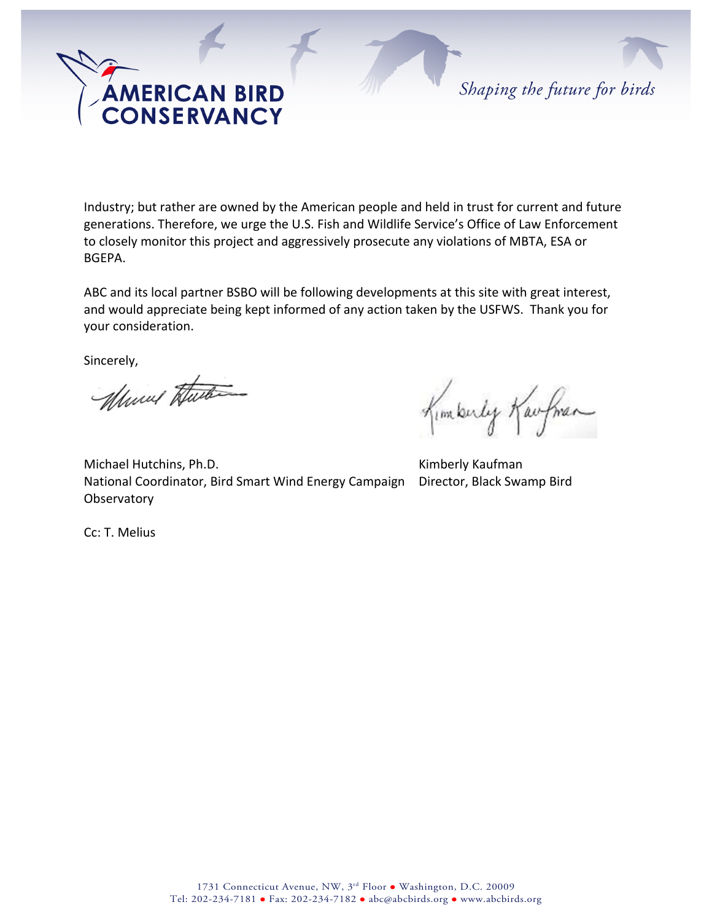Industry; but rather are owned by the American people and held in trust for current and future generations. Therefore, we urge the U.S. Fish and Wildlife Service's Office of Law Enforcement to closely monitor this project and aggressively prosecute any violations of MBTA, ESA or BGEPA.

ABC and its local partner BSBO will be following developments at this site with great interest, and would appreciate being kept informed of any action taken by the USFWS. Thank you for your consideration.

Sincerely,

Michael Hutchins, Ph.D.
National Coordinator, Bird Smart Wind Energy Campaign

Kimberly Kaufman
Director, Black Swamp Bird Observatory

Cc: T. Melius